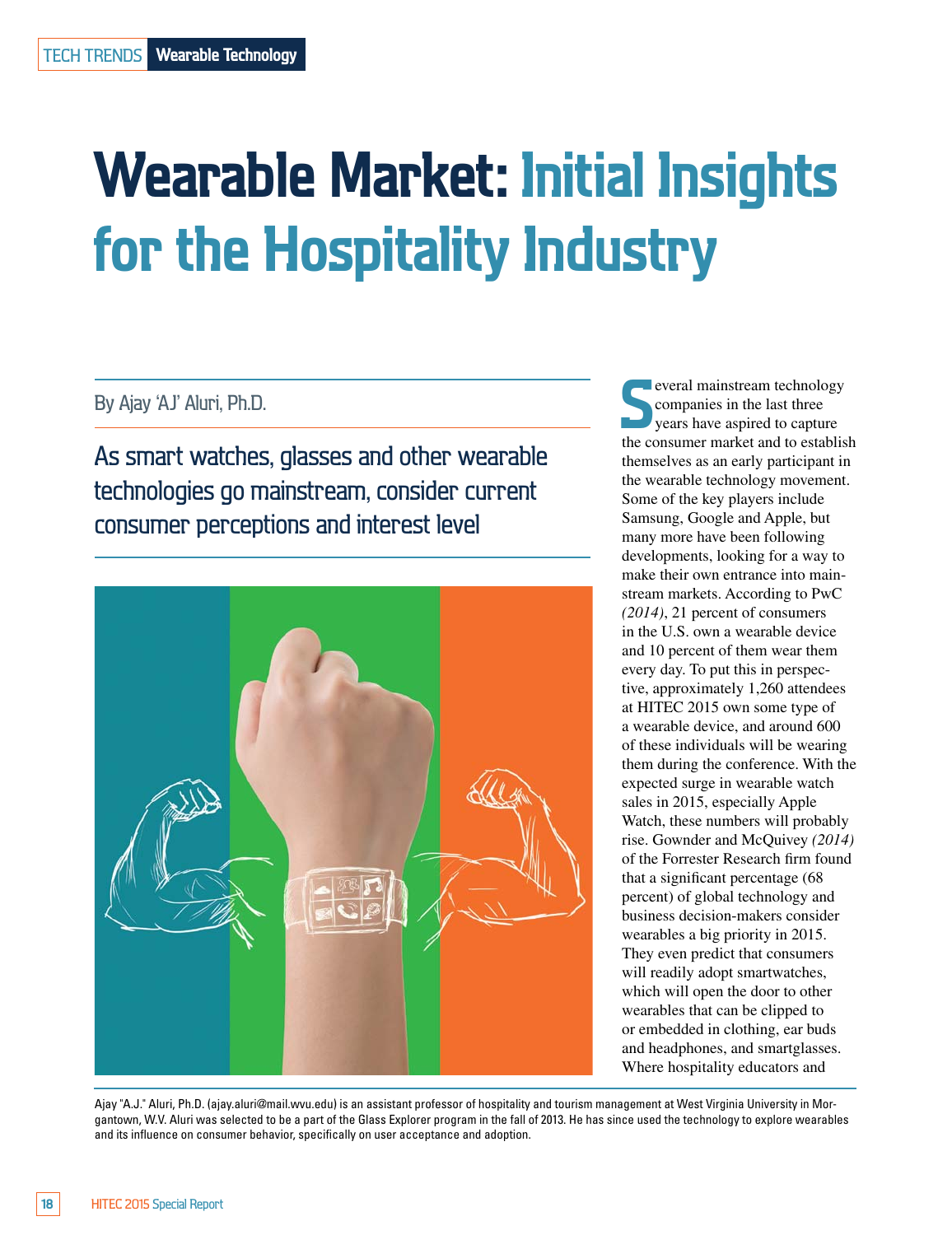TECH TRENDS **Wearable Technology**

# Wearable Market: Initial Insights for the Hospitality Industry

By Ajay 'AJ' Aluri, Ph.D.

## As smart watches, glasses and other wearable technologies go mainstream, consider current consumer perceptions and interest level

Several mainstream technology companies in the last three years have aspired to capture the consumer market and to establish themselves as an early participant in the wearable technology movement. Some of the key players include Samsung, Google and Apple, but many more have been following developments, looking for a way to make their own entrance into mainstream markets. According to PwC *(2014)*, 21 percent of consumers in the U.S. own a wearable device and 10 percent of them wear them every day. To put this in perspective, approximately 1,260 attendees at HITEC 2015 own some type of a wearable device, and around 600 of these individuals will be wearing them during the conference. With the expected surge in wearable watch sales in 2015, especially Apple Watch, these numbers will probably rise. Gownder and McQuivey *(2014)* of the Forrester Research firm found that a significant percentage (68 percent) of global technology and business decision-makers consider wearables a big priority in 2015. They even predict that consumers will readily adopt smartwatches, which will open the door to other wearables that can be clipped to or embedded in clothing, ear buds and headphones, and smartglasses. Where hospitality educators and

Ajay "A.J." Aluri, Ph.D. (ajay.aluri@mail.wvu.edu) is an assistant professor of hospitality and tourism management at West Virginia University in Morgantown, W.V. Aluri was selected to be a part of the Glass Explorer program in the fall of 2013. He has since used the technology to explore wearables and its influence on consumer behavior, specifically on user acceptance and adoption.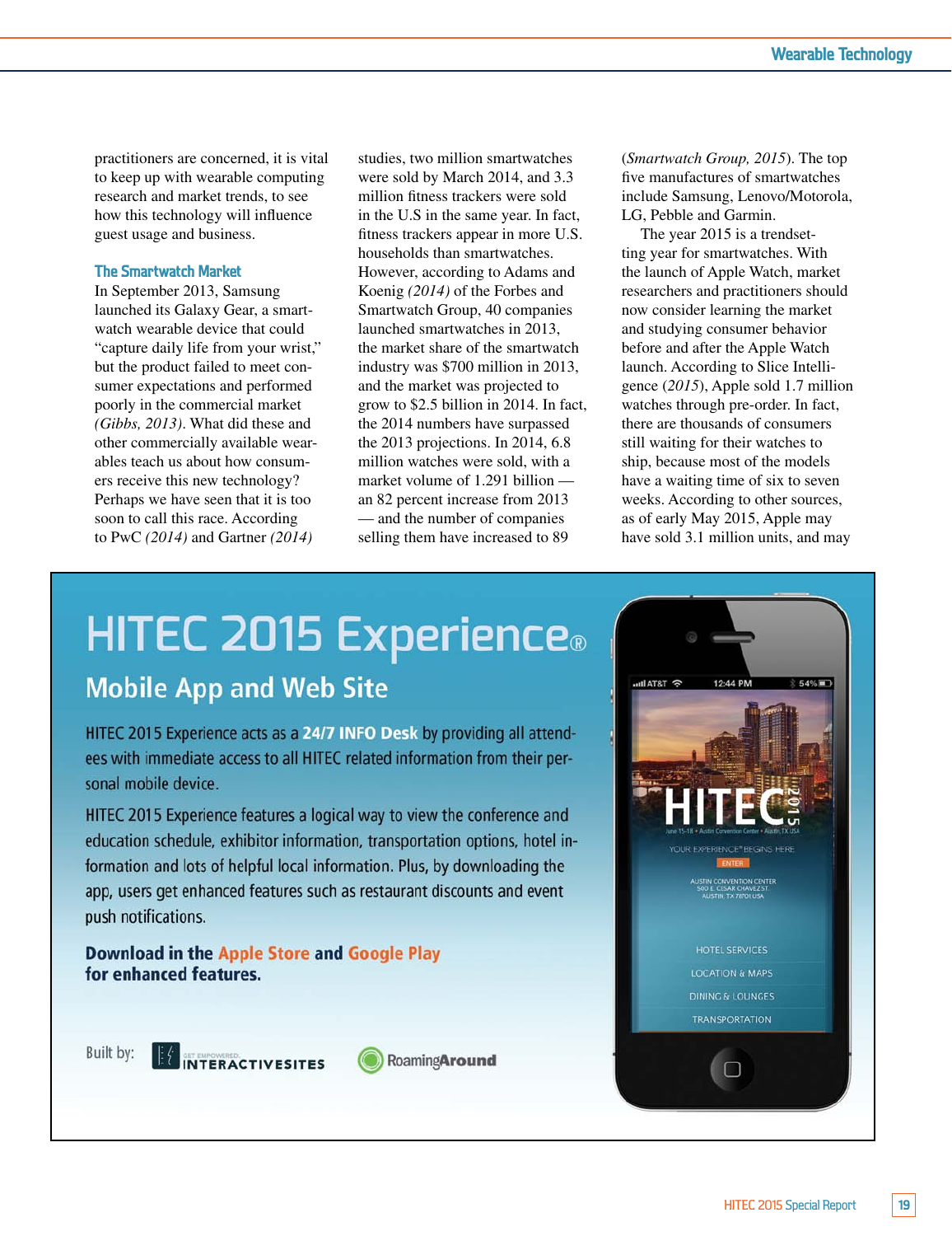practitioners are concerned, it is vital to keep up with wearable computing research and market trends, to see how this technology will influence guest usage and business.

### The Smartwatch Market

In September 2013, Samsung launched its Galaxy Gear, a smartwatch wearable device that could "capture daily life from your wrist," but the product failed to meet consumer expectations and performed poorly in the commercial market *(Gibbs, 2013)*. What did these and other commercially available wearables teach us about how consumers receive this new technology? Perhaps we have seen that it is too soon to call this race. According to PwC *(2014)* and Gartner *(2014)* studies, two million smartwatches were sold by March 2014, and 3.3 million fitness trackers were sold in the U.S in the same year. In fact, fitness trackers appear in more U.S. households than smartwatches. However, according to Adams and Koenig *(2014)* of the Forbes and Smartwatch Group, 40 companies launched smartwatches in 2013, the market share of the smartwatch industry was $700 million in 2013, and the market was projected to grow to $2.5 billion in 2014. In fact, the 2014 numbers have surpassed the 2013 projections. In 2014, 6.8 million watches were sold, with a market volume of 1.291 billion — an 82 percent increase from 2013 — and the number of companies selling them have increased to 89 (*Smartwatch Group, 2015*). The top five manufactures of smartwatches include Samsung, Lenovo/Motorola, LG, Pebble and Garmin.

The year 2015 is a trendsetting year for smartwatches. With the launch of Apple Watch, market researchers and practitioners should now consider learning the market and studying consumer behavior before and after the Apple Watch launch. According to Slice Intelligence (*2015*), Apple sold 1.7 million watches through pre-order. In fact, there are thousands of consumers still waiting for their watches to ship, because most of the models have a waiting time of six to seven weeks. According to other sources, as of early May 2015, Apple may have sold 3.1 million units, and may

---

# HITEC 2015 Experience®

## Mobile App and Web Site

HITEC 2015 Experience acts as a **24/7 INFO Desk** by providing all attendees with immediate access to all HITEC related information from their personal mobile device.

HITEC 2015 Experience features a logical way to view the conference and education schedule, exhibitor information, transportation options, hotel information and lots of helpful local information. Plus, by downloading the app, users get enhanced features such as restaurant discounts and event push notifications.

**Download in the Apple Store and Google Play for enhanced features.**

Built by: INTERACTIVESITES · RoamingAround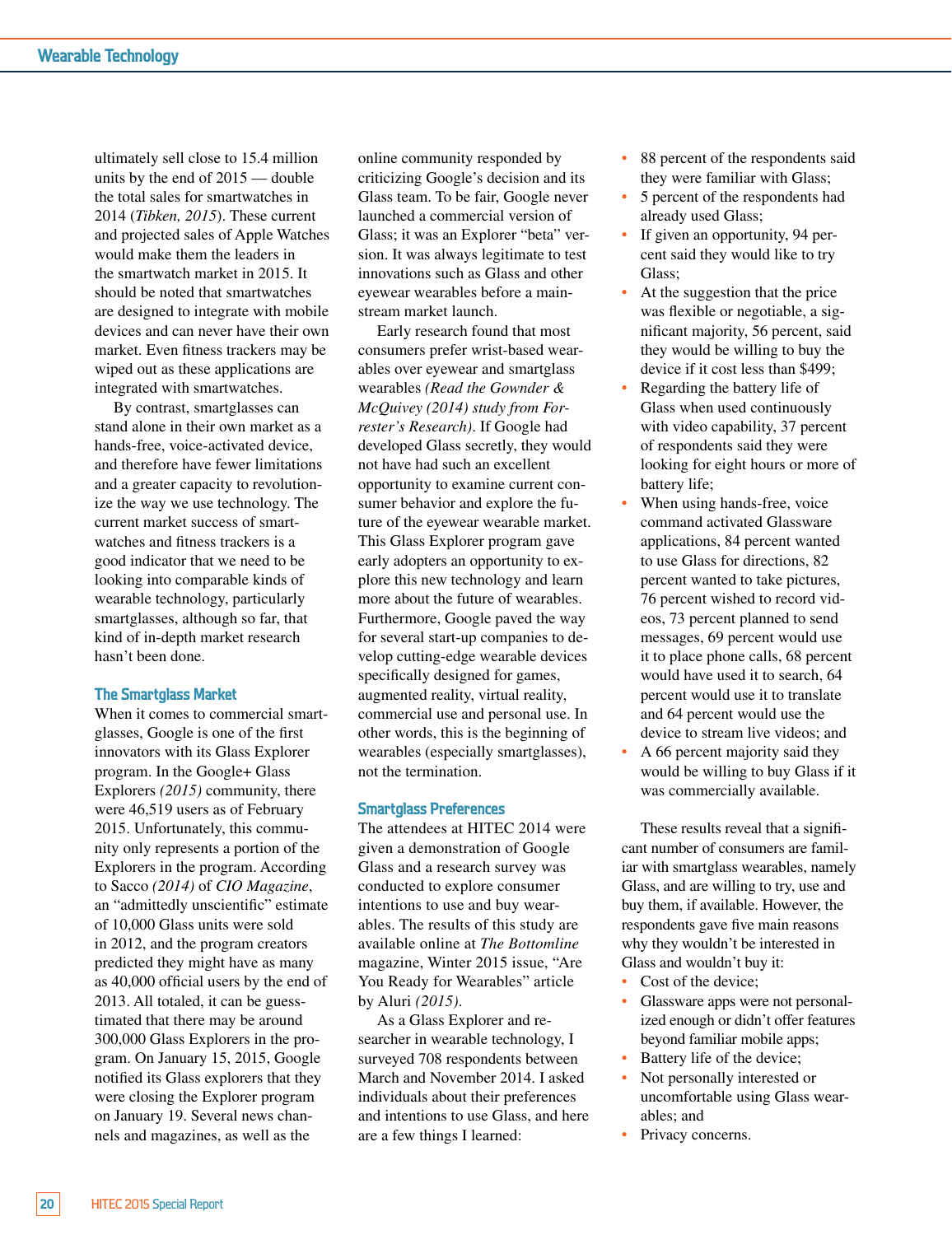ultimately sell close to 15.4 million units by the end of 2015 — double the total sales for smartwatches in 2014 (*Tibken, 2015*). These current and projected sales of Apple Watches would make them the leaders in the smartwatch market in 2015. It should be noted that smartwatches are designed to integrate with mobile devices and can never have their own market. Even fitness trackers may be wiped out as these applications are integrated with smartwatches.

By contrast, smartglasses can stand alone in their own market as a hands-free, voice-activated device, and therefore have fewer limitations and a greater capacity to revolutionize the way we use technology. The current market success of smartwatches and fitness trackers is a good indicator that we need to be looking into comparable kinds of wearable technology, particularly smartglasses, although so far, that kind of in-depth market research hasn't been done.

## The Smartglass Market

When it comes to commercial smartglasses, Google is one of the first innovators with its Glass Explorer program. In the Google+ Glass Explorers *(2015)* community, there were 46,519 users as of February 2015. Unfortunately, this community only represents a portion of the Explorers in the program. According to Sacco *(2014)* of *CIO Magazine*, an "admittedly unscientific" estimate of 10,000 Glass units were sold in 2012, and the program creators predicted they might have as many as 40,000 official users by the end of 2013. All totaled, it can be guesstimated that there may be around 300,000 Glass Explorers in the program. On January 15, 2015, Google notified its Glass explorers that they were closing the Explorer program on January 19. Several news channels and magazines, as well as the online community responded by criticizing Google's decision and its Glass team. To be fair, Google never launched a commercial version of Glass; it was an Explorer "beta" version. It was always legitimate to test innovations such as Glass and other eyewear wearables before a mainstream market launch.

Early research found that most consumers prefer wrist-based wearables over eyewear and smartglass wearables *(Read the Gownder & McQuivey (2014) study from Forrester's Research)*. If Google had developed Glass secretly, they would not have had such an excellent opportunity to examine current consumer behavior and explore the future of the eyewear wearable market. This Glass Explorer program gave early adopters an opportunity to explore this new technology and learn more about the future of wearables. Furthermore, Google paved the way for several start-up companies to develop cutting-edge wearable devices specifically designed for games, augmented reality, virtual reality, commercial use and personal use. In other words, this is the beginning of wearables (especially smartglasses), not the termination.

## Smartglass Preferences

The attendees at HITEC 2014 were given a demonstration of Google Glass and a research survey was conducted to explore consumer intentions to use and buy wearables. The results of this study are available online at *The Bottomline* magazine, Winter 2015 issue, "Are You Ready for Wearables" article by Aluri *(2015)*.

As a Glass Explorer and researcher in wearable technology, I surveyed 708 respondents between March and November 2014. I asked individuals about their preferences and intentions to use Glass, and here are a few things I learned:

- 88 percent of the respondents said they were familiar with Glass;
- 5 percent of the respondents had already used Glass;
- If given an opportunity, 94 percent said they would like to try Glass;
- At the suggestion that the price was flexible or negotiable, a significant majority, 56 percent, said they would be willing to buy the device if it cost less than $499;
- Regarding the battery life of Glass when used continuously with video capability, 37 percent of respondents said they were looking for eight hours or more of battery life;
- When using hands-free, voice command activated Glassware applications, 84 percent wanted to use Glass for directions, 82 percent wanted to take pictures, 76 percent wished to record videos, 73 percent planned to send messages, 69 percent would use it to place phone calls, 68 percent would have used it to search, 64 percent would use it to translate and 64 percent would use the device to stream live videos; and
- A 66 percent majority said they would be willing to buy Glass if it was commercially available.

These results reveal that a significant number of consumers are familiar with smartglass wearables, namely Glass, and are willing to try, use and buy them, if available. However, the respondents gave five main reasons why they wouldn't be interested in Glass and wouldn't buy it:

- Cost of the device;
- Glassware apps were not personalized enough or didn't offer features beyond familiar mobile apps;
- Battery life of the device;
- Not personally interested or uncomfortable using Glass wearables; and
- Privacy concerns.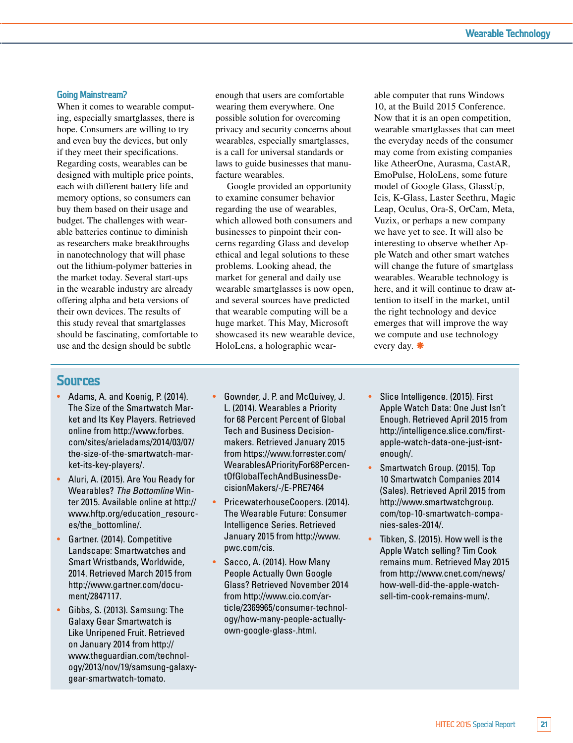## Going Mainstream?

When it comes to wearable computing, especially smartglasses, there is hope. Consumers are willing to try and even buy the devices, but only if they meet their specifications. Regarding costs, wearables can be designed with multiple price points, each with different battery life and memory options, so consumers can buy them based on their usage and budget. The challenges with wearable batteries continue to diminish as researchers make breakthroughs in nanotechnology that will phase out the lithium-polymer batteries in the market today. Several start-ups in the wearable industry are already offering alpha and beta versions of their own devices. The results of this study reveal that smartglasses should be fascinating, comfortable to use and the design should be subtle enough that users are comfortable wearing them everywhere. One possible solution for overcoming privacy and security concerns about wearables, especially smartglasses, is a call for universal standards or laws to guide businesses that manufacture wearables.

Google provided an opportunity to examine consumer behavior regarding the use of wearables, which allowed both consumers and businesses to pinpoint their concerns regarding Glass and develop ethical and legal solutions to these problems. Looking ahead, the market for general and daily use wearable smartglasses is now open, and several sources have predicted that wearable computing will be a huge market. This May, Microsoft showcased its new wearable device, HoloLens, a holographic wearable computer that runs Windows 10, at the Build 2015 Conference. Now that it is an open competition, wearable smartglasses that can meet the everyday needs of the consumer may come from existing companies like AtheerOne, Aurasma, CastAR, EmoPulse, HoloLens, some future model of Google Glass, GlassUp, Icis, K-Glass, Laster Seethru, Magic Leap, Oculus, Ora-S, OrCam, Meta, Vuzix, or perhaps a new company we have yet to see. It will also be interesting to observe whether Apple Watch and other smart watches will change the future of smartglass wearables. Wearable technology is here, and it will continue to draw attention to itself in the market, until the right technology and device emerges that will improve the way we compute and use technology every day. ❋

## Sources

- Adams, A. and Koenig, P. (2014). The Size of the Smartwatch Market and Its Key Players. Retrieved online from http://www.forbes.com/sites/arieladams/2014/03/07/the-size-of-the-smartwatch-market-its-key-players/.
- Aluri, A. (2015). Are You Ready for Wearables? *The Bottomline* Winter 2015. Available online at http://www.hftp.org/education_resources/the_bottomline/.
- Gartner. (2014). Competitive Landscape: Smartwatches and Smart Wristbands, Worldwide, 2014. Retrieved March 2015 from http://www.gartner.com/document/2847117.
- Gibbs, S. (2013). Samsung: The Galaxy Gear Smartwatch is Like Unripened Fruit. Retrieved on January 2014 from http://www.theguardian.com/technology/2013/nov/19/samsung-galaxy-gear-smartwatch-tomato.
- Gownder, J. P. and McQuivey, J. L. (2014). Wearables a Priority for 68 Percent Percent of Global Tech and Business Decision-makers. Retrieved January 2015 from https://www.forrester.com/WearablesAPriorityFor68PercentOfGlobalTechAndBusinessDecisionMakers/-/E-PRE7464
- PricewaterhouseCoopers. (2014). The Wearable Future: Consumer Intelligence Series. Retrieved January 2015 from http://www.pwc.com/cis.
- Sacco, A. (2014). How Many People Actually Own Google Glass? Retrieved November 2014 from http://www.cio.com/article/2369965/consumer-technology/how-many-people-actually-own-google-glass-.html.
- Slice Intelligence. (2015). First Apple Watch Data: One Just Isn't Enough. Retrieved April 2015 from http://intelligence.slice.com/first-apple-watch-data-one-just-isnt-enough/.
- Smartwatch Group. (2015). Top 10 Smartwatch Companies 2014 (Sales). Retrieved April 2015 from http://www.smartwatchgroup.com/top-10-smartwatch-companies-sales-2014/.
- Tibken, S. (2015). How well is the Apple Watch selling? Tim Cook remains mum. Retrieved May 2015 from http://www.cnet.com/news/how-well-did-the-apple-watch-sell-tim-cook-remains-mum/.